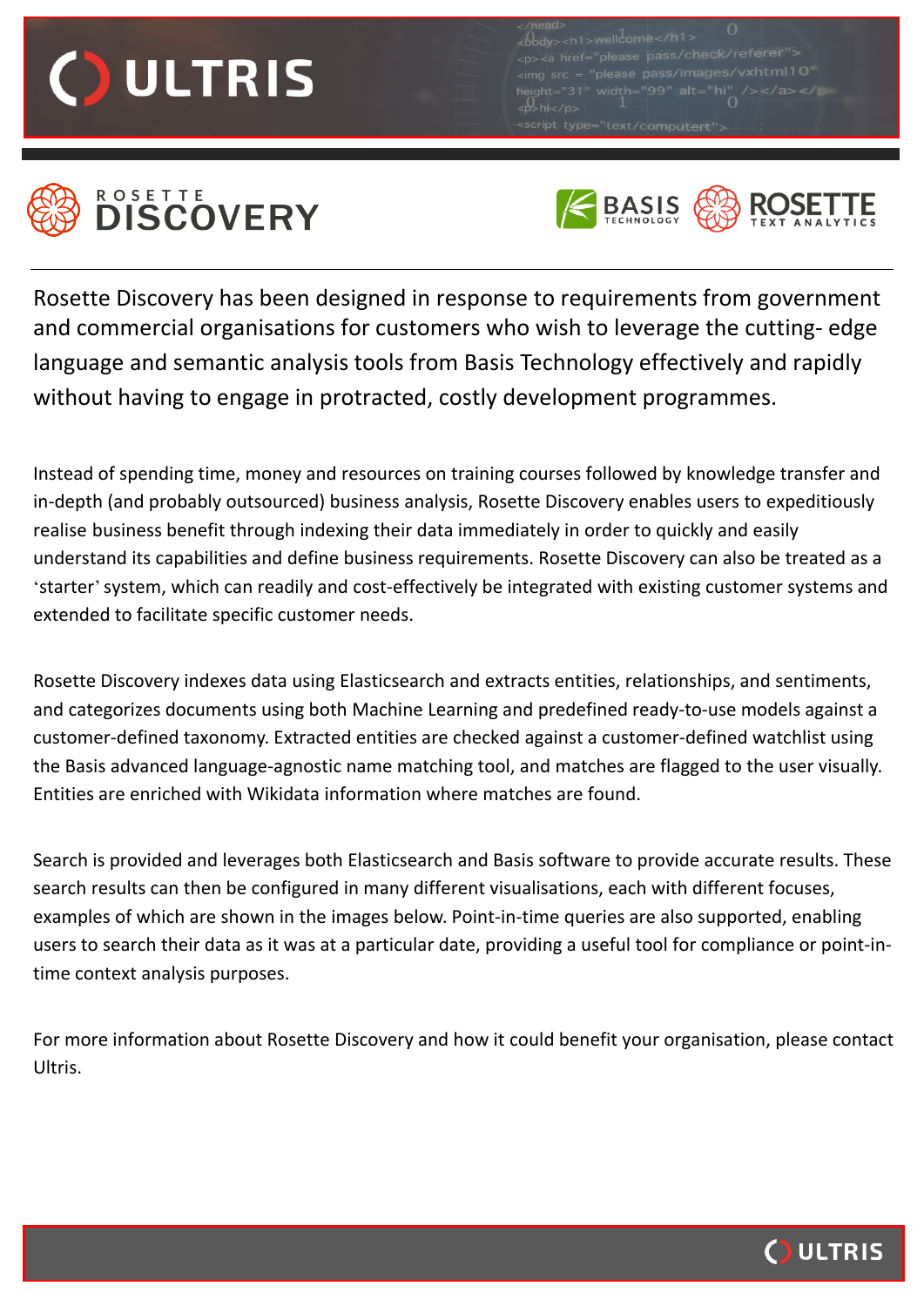# ROSETTE DISCOVERY

Rosette Discovery has been designed in response to requirements from government and commercial organisations for customers who wish to leverage the cutting- edge language and semantic analysis tools from Basis Technology effectively and rapidly without having to engage in protracted, costly development programmes.

Instead of spending time, money and resources on training courses followed by knowledge transfer and in-depth (and probably outsourced) business analysis, Rosette Discovery enables users to expeditiously realise business benefit through indexing their data immediately in order to quickly and easily understand its capabilities and define business requirements. Rosette Discovery can also be treated as a 'starter' system, which can readily and cost-effectively be integrated with existing customer systems and extended to facilitate specific customer needs.

Rosette Discovery indexes data using Elasticsearch and extracts entities, relationships, and sentiments, and categorizes documents using both Machine Learning and predefined ready-to-use models against a customer-defined taxonomy. Extracted entities are checked against a customer-defined watchlist using the Basis advanced language-agnostic name matching tool, and matches are flagged to the user visually. Entities are enriched with Wikidata information where matches are found.

Search is provided and leverages both Elasticsearch and Basis software to provide accurate results. These search results can then be configured in many different visualisations, each with different focuses, examples of which are shown in the images below. Point-in-time queries are also supported, enabling users to search their data as it was at a particular date, providing a useful tool for compliance or point-in-time context analysis purposes.

For more information about Rosette Discovery and how it could benefit your organisation, please contact Ultris.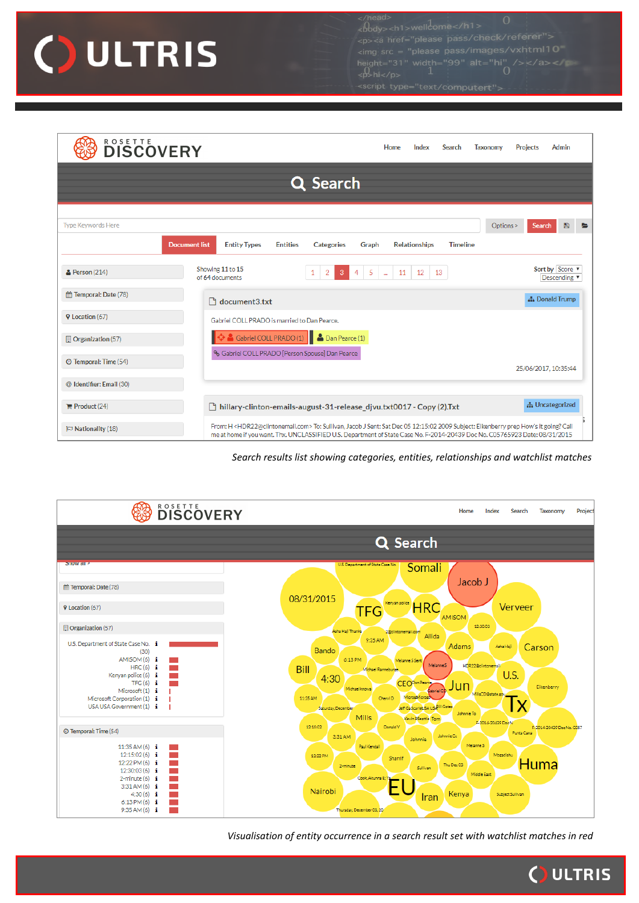*Search results list showing categories, entities, relationships and watchlist matches*

*Visualisation of entity occurrence in a search result set with watchlist matches in red*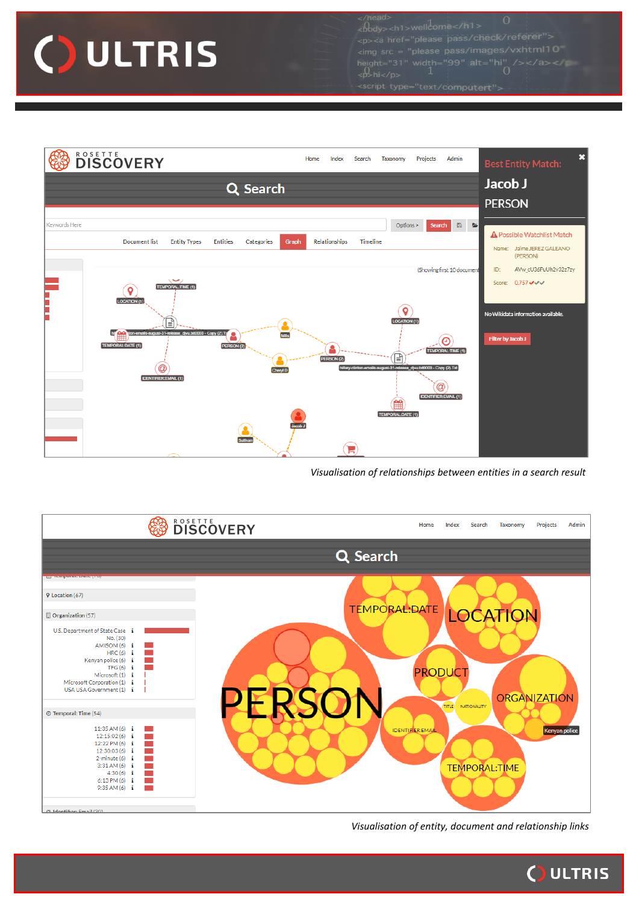*Visualisation of relationships between entities in a search result*

*Visualisation of entity, document and relationship links*